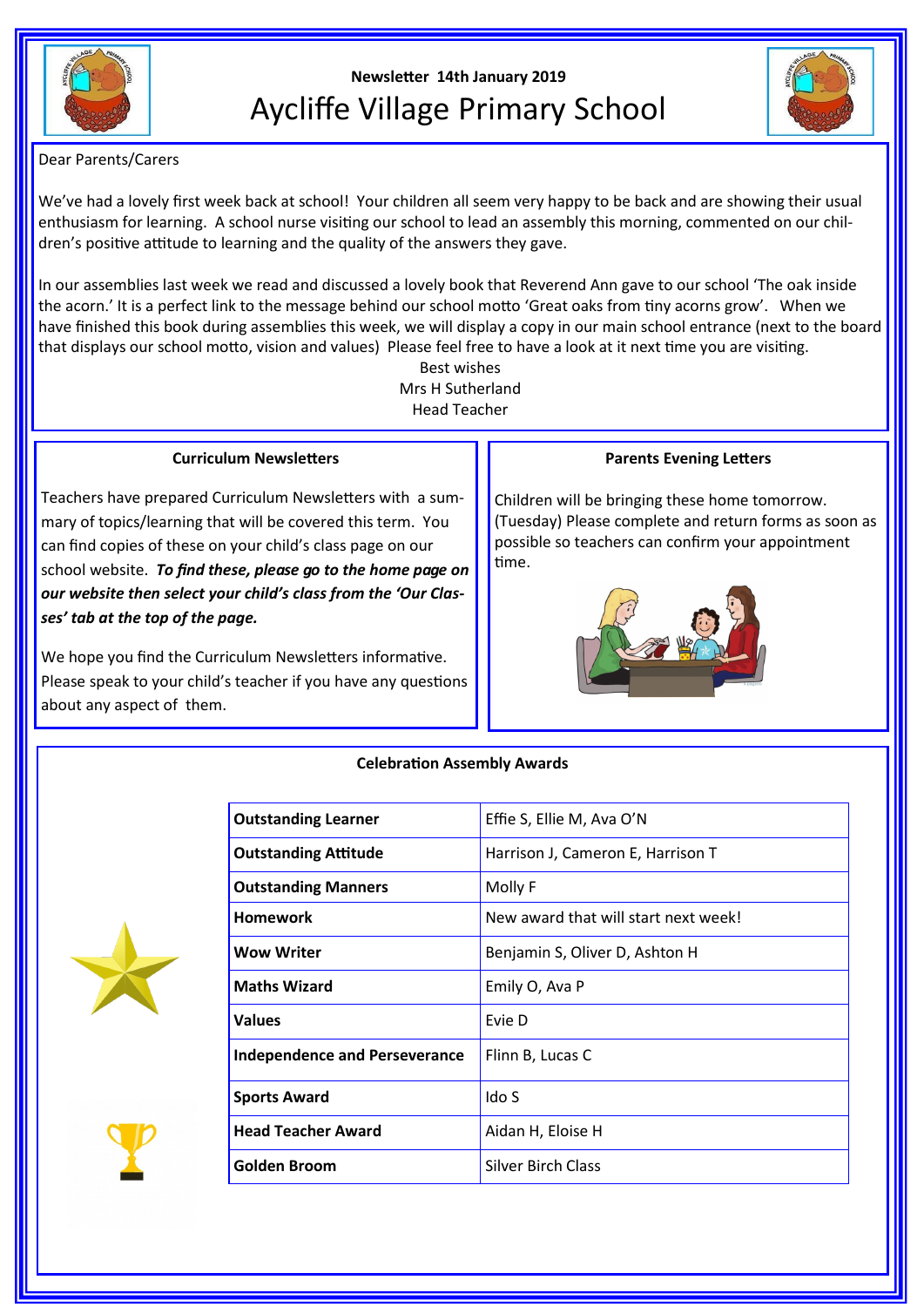Newsletter 14th January 2019

# Aycliffe Village Primary School

Dear Parents/Carers

We've had a lovely first week back at school! Your children all seem very happy to be back and are showing their usual enthusiasm for learning. A school nurse visiting our school to lead an assembly this morning, commented on our children's positive attitude to learning and the quality of the answers they gave.

In our assemblies last week we read and discussed a lovely book that Reverend Ann gave to our school 'The oak inside the acorn.' It is a perfect link to the message behind our school motto 'Great oaks from tiny acorns grow'. When we have finished this book during assemblies this week, we will display a copy in our main school entrance (next to the board that displays our school motto, vision and values) Please feel free to have a look at it next time you are visiting.

Best wishes
Mrs H Sutherland
Head Teacher

### Curriculum Newsletters

Teachers have prepared Curriculum Newsletters with a summary of topics/learning that will be covered this term. You can find copies of these on your child's class page on our school website. ***To find these, please go to the home page on our website then select your child's class from the 'Our Classes' tab at the top of the page.***

We hope you find the Curriculum Newsletters informative. Please speak to your child's teacher if you have any questions about any aspect of them.

### Parents Evening Letters

Children will be bringing these home tomorrow. (Tuesday) Please complete and return forms as soon as possible so teachers can confirm your appointment time.

### Celebration Assembly Awards

| Award | Recipients |
|---|---|
| **Outstanding Learner** | Effie S, Ellie M, Ava O'N |
| **Outstanding Attitude** | Harrison J, Cameron E, Harrison T |
| **Outstanding Manners** | Molly F |
| **Homework** | New award that will start next week! |
| **Wow Writer** | Benjamin S, Oliver D, Ashton H |
| **Maths Wizard** | Emily O, Ava P |
| **Values** | Evie D |
| **Independence and Perseverance** | Flinn B, Lucas C |
| **Sports Award** | Ido S |
| **Head Teacher Award** | Aidan H, Eloise H |
| **Golden Broom** | Silver Birch Class |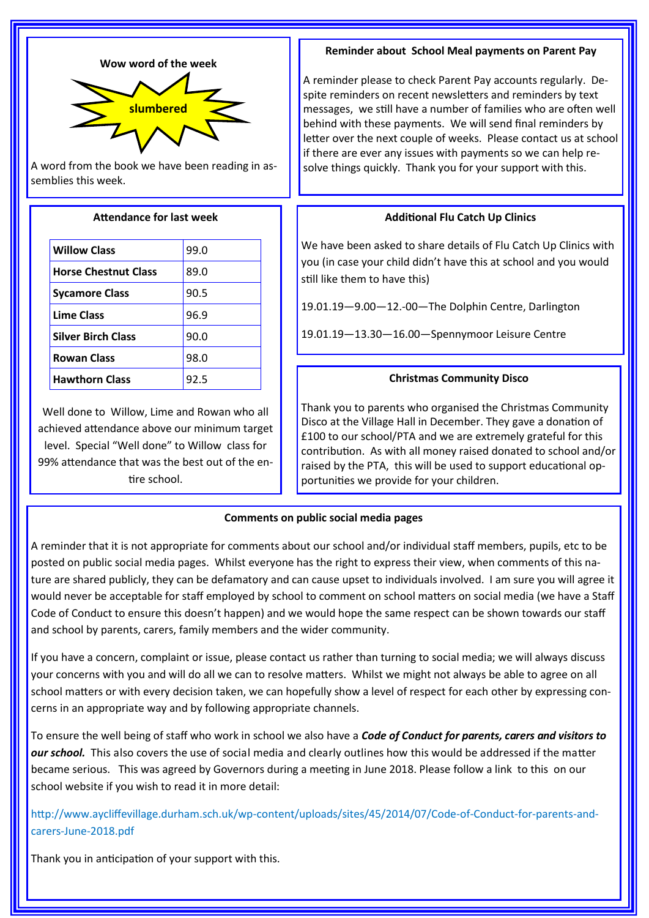### Wow word of the week

**slumbered**

A word from the book we have been reading in assemblies this week.

### Reminder about School Meal payments on Parent Pay

A reminder please to check Parent Pay accounts regularly. Despite reminders on recent newsletters and reminders by text messages, we still have a number of families who are often well behind with these payments. We will send final reminders by letter over the next couple of weeks. Please contact us at school if there are ever any issues with payments so we can help resolve things quickly. Thank you for your support with this.

### Attendance for last week

| Class | Attendance |
| --- | --- |
| **Willow Class** | 99.0 |
| **Horse Chestnut Class** | 89.0 |
| **Sycamore Class** | 90.5 |
| **Lime Class** | 96.9 |
| **Silver Birch Class** | 90.0 |
| **Rowan Class** | 98.0 |
| **Hawthorn Class** | 92.5 |

Well done to Willow, Lime and Rowan who all achieved attendance above our minimum target level. Special "Well done" to Willow class for 99% attendance that was the best out of the entire school.

### Additional Flu Catch Up Clinics

We have been asked to share details of Flu Catch Up Clinics with you (in case your child didn't have this at school and you would still like them to have this)

19.01.19—9.00—12.-00—The Dolphin Centre, Darlington

19.01.19—13.30—16.00—Spennymoor Leisure Centre

### Christmas Community Disco

Thank you to parents who organised the Christmas Community Disco at the Village Hall in December. They gave a donation of £100 to our school/PTA and we are extremely grateful for this contribution. As with all money raised donated to school and/or raised by the PTA, this will be used to support educational opportunities we provide for your children.

### Comments on public social media pages

A reminder that it is not appropriate for comments about our school and/or individual staff members, pupils, etc to be posted on public social media pages. Whilst everyone has the right to express their view, when comments of this nature are shared publicly, they can be defamatory and can cause upset to individuals involved. I am sure you will agree it would never be acceptable for staff employed by school to comment on school matters on social media (we have a Staff Code of Conduct to ensure this doesn't happen) and we would hope the same respect can be shown towards our staff and school by parents, carers, family members and the wider community.

If you have a concern, complaint or issue, please contact us rather than turning to social media; we will always discuss your concerns with you and will do all we can to resolve matters. Whilst we might not always be able to agree on all school matters or with every decision taken, we can hopefully show a level of respect for each other by expressing concerns in an appropriate way and by following appropriate channels.

To ensure the well being of staff who work in school we also have a ***Code of Conduct for parents, carers and visitors to our school.*** This also covers the use of social media and clearly outlines how this would be addressed if the matter became serious. This was agreed by Governors during a meeting in June 2018. Please follow a link to this on our school website if you wish to read it in more detail:

http://www.aycliffevillage.durham.sch.uk/wp-content/uploads/sites/45/2014/07/Code-of-Conduct-for-parents-and-carers-June-2018.pdf

Thank you in anticipation of your support with this.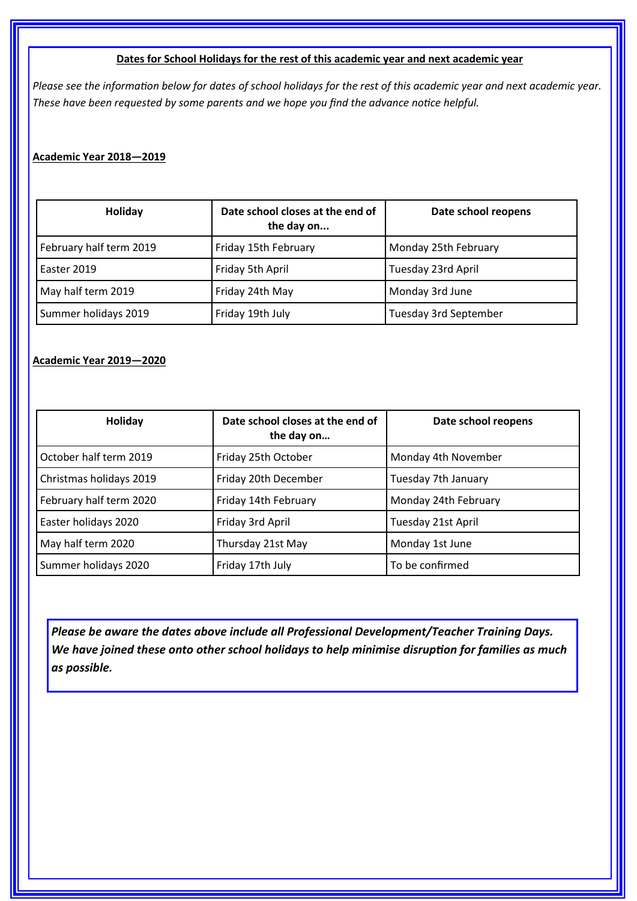**Dates for School Holidays for the rest of this academic year and next academic year**

*Please see the information below for dates of school holidays for the rest of this academic year and next academic year. These have been requested by some parents and we hope you find the advance notice helpful.*

**Academic Year 2018—2019**

| Holiday | Date school closes at the end of the day on... | Date school reopens |
|---|---|---|
| February half term 2019 | Friday 15th February | Monday 25th February |
| Easter 2019 | Friday 5th April | Tuesday 23rd April |
| May half term 2019 | Friday 24th May | Monday 3rd June |
| Summer holidays 2019 | Friday 19th July | Tuesday 3rd September |

**Academic Year 2019—2020**

| Holiday | Date school closes at the end of the day on… | Date school reopens |
|---|---|---|
| October half term 2019 | Friday 25th October | Monday 4th November |
| Christmas holidays 2019 | Friday 20th December | Tuesday 7th January |
| February half term 2020 | Friday 14th February | Monday 24th February |
| Easter holidays 2020 | Friday 3rd April | Tuesday 21st April |
| May half term 2020 | Thursday 21st May | Monday 1st June |
| Summer holidays 2020 | Friday 17th July | To be confirmed |

***Please be aware the dates above include all Professional Development/Teacher Training Days. We have joined these onto other school holidays to help minimise disruption for families as much as possible.***